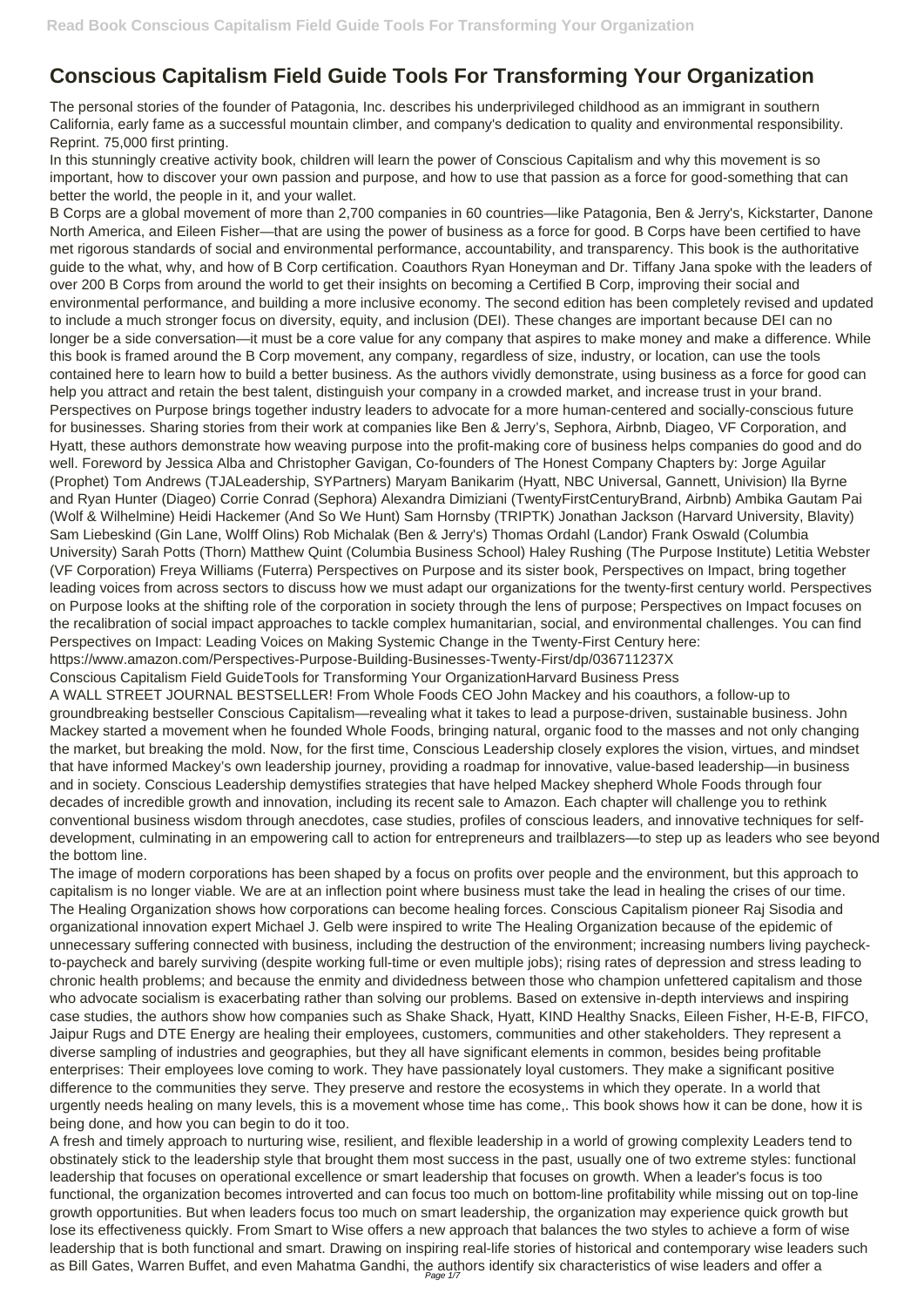# Conscious Capitalism Field Guide Tools For Transforming Your Organization

The personal stories of the founder of Patagonia, Inc. describes his underprivileged childhood as an immigrant in southern California, early fame as a successful mountain climber, and company's dedication to quality and environmental responsibility. Reprint. 75,000 first printing.

In this stunningly creative activity book, children will learn the power of Conscious Capitalism and why this movement is so important, how to discover your own passion and purpose, and how to use that passion as a force for good-something that can better the world, the people in it, and your wallet.

B Corps are a global movement of more than 2,700 companies in 60 countries—like Patagonia, Ben & Jerry's, Kickstarter, Danone North America, and Eileen Fisher—that are using the power of business as a force for good. B Corps have been certified to have met rigorous standards of social and environmental performance, accountability, and transparency. This book is the authoritative guide to the what, why, and how of B Corp certification. Coauthors Ryan Honeyman and Dr. Tiffany Jana spoke with the leaders of over 200 B Corps from around the world to get their insights on becoming a Certified B Corp, improving their social and environmental performance, and building a more inclusive economy. The second edition has been completely revised and updated to include a much stronger focus on diversity, equity, and inclusion (DEI). These changes are important because DEI can no longer be a side conversation—it must be a core value for any company that aspires to make money and make a difference. While this book is framed around the B Corp movement, any company, regardless of size, industry, or location, can use the tools contained here to learn how to build a better business. As the authors vividly demonstrate, using business as a force for good can help you attract and retain the best talent, distinguish your company in a crowded market, and increase trust in your brand.

Perspectives on Purpose brings together industry leaders to advocate for a more human-centered and socially-conscious future for businesses. Sharing stories from their work at companies like Ben & Jerry's, Sephora, Airbnb, Diageo, VF Corporation, and Hyatt, these authors demonstrate how weaving purpose into the profit-making core of business helps companies do good and do well. Foreword by Jessica Alba and Christopher Gavigan, Co-founders of The Honest Company Chapters by: Jorge Aguilar (Prophet) Tom Andrews (TJALeadership, SYPartners) Maryam Banikarim (Hyatt, NBC Universal, Gannett, Univision) Ila Byrne and Ryan Hunter (Diageo) Corrie Conrad (Sephora) Alexandra Dimiziani (TwentyFirstCenturyBrand, Airbnb) Ambika Gautam Pai (Wolf & Wilhelmine) Heidi Hackemer (And So We Hunt) Sam Hornsby (TRIPTK) Jonathan Jackson (Harvard University, Blavity) Sam Liebeskind (Gin Lane, Wolff Olins) Rob Michalak (Ben & Jerry's) Thomas Ordahl (Landor) Frank Oswald (Columbia University) Sarah Potts (Thorn) Matthew Quint (Columbia Business School) Haley Rushing (The Purpose Institute) Letitia Webster (VF Corporation) Freya Williams (Futerra) Perspectives on Purpose and its sister book, Perspectives on Impact, bring together leading voices from across sectors to discuss how we must adapt our organizations for the twenty-first century world. Perspectives on Purpose looks at the shifting role of the corporation in society through the lens of purpose; Perspectives on Impact focuses on the recalibration of social impact approaches to tackle complex humanitarian, social, and environmental challenges. You can find Perspectives on Impact: Leading Voices on Making Systemic Change in the Twenty-First Century here: https://www.amazon.com/Perspectives-Purpose-Building-Businesses-Twenty-First/dp/036711237X

Conscious Capitalism Field GuideTools for Transforming Your OrganizationHarvard Business Press

A WALL STREET JOURNAL BESTSELLER! From Whole Foods CEO John Mackey and his coauthors, a follow-up to groundbreaking bestseller Conscious Capitalism—revealing what it takes to lead a purpose-driven, sustainable business. John Mackey started a movement when he founded Whole Foods, bringing natural, organic food to the masses and not only changing the market, but breaking the mold. Now, for the first time, Conscious Leadership closely explores the vision, virtues, and mindset that have informed Mackey's own leadership journey, providing a roadmap for innovative, value-based leadership—in business and in society. Conscious Leadership demystifies strategies that have helped Mackey shepherd Whole Foods through four decades of incredible growth and innovation, including its recent sale to Amazon. Each chapter will challenge you to rethink conventional business wisdom through anecdotes, case studies, profiles of conscious leaders, and innovative techniques for self-development, culminating in an empowering call to action for entrepreneurs and trailblazers—to step up as leaders who see beyond the bottom line.

The image of modern corporations has been shaped by a focus on profits over people and the environment, but this approach to capitalism is no longer viable. We are at an inflection point where business must take the lead in healing the crises of our time. The Healing Organization shows how corporations can become healing forces. Conscious Capitalism pioneer Raj Sisodia and organizational innovation expert Michael J. Gelb were inspired to write The Healing Organization because of the epidemic of unnecessary suffering connected with business, including the destruction of the environment; increasing numbers living paycheck-to-paycheck and barely surviving (despite working full-time or even multiple jobs); rising rates of depression and stress leading to chronic health problems; and because the enmity and dividedness between those who champion unfettered capitalism and those who advocate socialism is exacerbating rather than solving our problems. Based on extensive in-depth interviews and inspiring case studies, the authors show how companies such as Shake Shack, Hyatt, KIND Healthy Snacks, Eileen Fisher, H-E-B, FIFCO, Jaipur Rugs and DTE Energy are healing their employees, customers, communities and other stakeholders. They represent a diverse sampling of industries and geographies, but they all have significant elements in common, besides being profitable enterprises: Their employees love coming to work. They have passionately loyal customers. They make a significant positive difference to the communities they serve. They preserve and restore the ecosystems in which they operate. In a world that urgently needs healing on many levels, this is a movement whose time has come,. This book shows how it can be done, how it is being done, and how you can begin to do it too.

A fresh and timely approach to nurturing wise, resilient, and flexible leadership in a world of growing complexity Leaders tend to obstinately stick to the leadership style that brought them most success in the past, usually one of two extreme styles: functional leadership that focuses on operational excellence or smart leadership that focuses on growth. When a leader's focus is too functional, the organization becomes introverted and can focus too much on bottom-line profitability while missing out on top-line growth opportunities. But when leaders focus too much on smart leadership, the organization may experience quick growth but lose its effectiveness quickly. From Smart to Wise offers a new approach that balances the two styles to achieve a form of wise leadership that is both functional and smart. Drawing on inspiring real-life stories of historical and contemporary wise leaders such as Bill Gates, Warren Buffet, and even Mahatma Gandhi, the authors identify six characteristics of wise leaders and offer a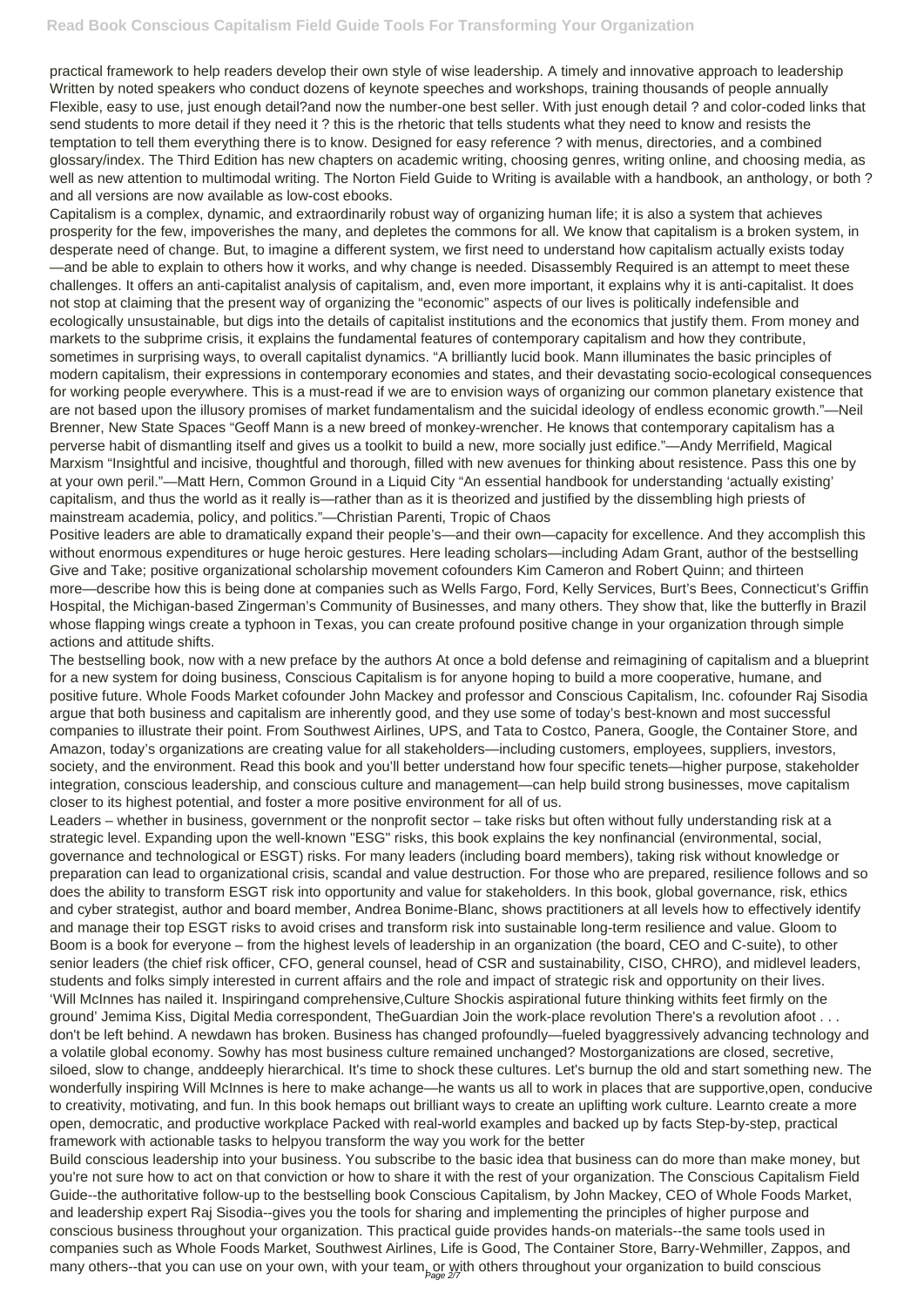practical framework to help readers develop their own style of wise leadership. A timely and innovative approach to leadership Written by noted speakers who conduct dozens of keynote speeches and workshops, training thousands of people annually Flexible, easy to use, just enough detail?and now the number-one best seller. With just enough detail ? and color-coded links that send students to more detail if they need it ? this is the rhetoric that tells students what they need to know and resists the temptation to tell them everything there is to know. Designed for easy reference ? with menus, directories, and a combined glossary/index. The Third Edition has new chapters on academic writing, choosing genres, writing online, and choosing media, as well as new attention to multimodal writing. The Norton Field Guide to Writing is available with a handbook, an anthology, or both ? and all versions are now available as low-cost ebooks.

Capitalism is a complex, dynamic, and extraordinarily robust way of organizing human life; it is also a system that achieves prosperity for the few, impoverishes the many, and depletes the commons for all. We know that capitalism is a broken system, in desperate need of change. But, to imagine a different system, we first need to understand how capitalism actually exists today —and be able to explain to others how it works, and why change is needed. Disassembly Required is an attempt to meet these challenges. It offers an anti-capitalist analysis of capitalism, and, even more important, it explains why it is anti-capitalist. It does not stop at claiming that the present way of organizing the "economic" aspects of our lives is politically indefensible and ecologically unsustainable, but digs into the details of capitalist institutions and the economics that justify them. From money and markets to the subprime crisis, it explains the fundamental features of contemporary capitalism and how they contribute, sometimes in surprising ways, to overall capitalist dynamics. "A brilliantly lucid book. Mann illuminates the basic principles of modern capitalism, their expressions in contemporary economies and states, and their devastating socio-ecological consequences for working people everywhere. This is a must-read if we are to envision ways of organizing our common planetary existence that are not based upon the illusory promises of market fundamentalism and the suicidal ideology of endless economic growth."—Neil Brenner, New State Spaces "Geoff Mann is a new breed of monkey-wrencher. He knows that contemporary capitalism has a perverse habit of dismantling itself and gives us a toolkit to build a new, more socially just edifice."—Andy Merrifield, Magical Marxism "Insightful and incisive, thoughtful and thorough, filled with new avenues for thinking about resistence. Pass this one by at your own peril."—Matt Hern, Common Ground in a Liquid City "An essential handbook for understanding 'actually existing' capitalism, and thus the world as it really is—rather than as it is theorized and justified by the dissembling high priests of mainstream academia, policy, and politics."—Christian Parenti, Tropic of Chaos

Positive leaders are able to dramatically expand their people's—and their own—capacity for excellence. And they accomplish this without enormous expenditures or huge heroic gestures. Here leading scholars—including Adam Grant, author of the bestselling Give and Take; positive organizational scholarship movement cofounders Kim Cameron and Robert Quinn; and thirteen more—describe how this is being done at companies such as Wells Fargo, Ford, Kelly Services, Burt's Bees, Connecticut's Griffin Hospital, the Michigan-based Zingerman's Community of Businesses, and many others. They show that, like the butterfly in Brazil whose flapping wings create a typhoon in Texas, you can create profound positive change in your organization through simple actions and attitude shifts.

The bestselling book, now with a new preface by the authors At once a bold defense and reimagining of capitalism and a blueprint for a new system for doing business, Conscious Capitalism is for anyone hoping to build a more cooperative, humane, and positive future. Whole Foods Market cofounder John Mackey and professor and Conscious Capitalism, Inc. cofounder Raj Sisodia argue that both business and capitalism are inherently good, and they use some of today's best-known and most successful companies to illustrate their point. From Southwest Airlines, UPS, and Tata to Costco, Panera, Google, the Container Store, and Amazon, today's organizations are creating value for all stakeholders—including customers, employees, suppliers, investors, society, and the environment. Read this book and you'll better understand how four specific tenets—higher purpose, stakeholder integration, conscious leadership, and conscious culture and management—can help build strong businesses, move capitalism closer to its highest potential, and foster a more positive environment for all of us.

Leaders – whether in business, government or the nonprofit sector – take risks but often without fully understanding risk at a strategic level. Expanding upon the well-known "ESG" risks, this book explains the key nonfinancial (environmental, social, governance and technological or ESGT) risks. For many leaders (including board members), taking risk without knowledge or preparation can lead to organizational crisis, scandal and value destruction. For those who are prepared, resilience follows and so does the ability to transform ESGT risk into opportunity and value for stakeholders. In this book, global governance, risk, ethics and cyber strategist, author and board member, Andrea Bonime-Blanc, shows practitioners at all levels how to effectively identify and manage their top ESGT risks to avoid crises and transform risk into sustainable long-term resilience and value. Gloom to Boom is a book for everyone – from the highest levels of leadership in an organization (the board, CEO and C-suite), to other senior leaders (the chief risk officer, CFO, general counsel, head of CSR and sustainability, CISO, CHRO), and midlevel leaders, students and folks simply interested in current affairs and the role and impact of strategic risk and opportunity on their lives.

'Will McInnes has nailed it. Inspiringand comprehensive,Culture Shockis aspirational future thinking withits feet firmly on the ground' Jemima Kiss, Digital Media correspondent, TheGuardian Join the work-place revolution There's a revolution afoot . . . don't be left behind. A newdawn has broken. Business has changed profoundly—fueled byaggressively advancing technology and a volatile global economy. Sowhy has most business culture remained unchanged? Mostorganizations are closed, secretive, siloed, slow to change, anddeeply hierarchical. It's time to shock these cultures. Let's burnup the old and start something new. The wonderfully inspiring Will McInnes is here to make achange—he wants us all to work in places that are supportive,open, conducive to creativity, motivating, and fun. In this book hemaps out brilliant ways to create an uplifting work culture. Learnto create a more open, democratic, and productive workplace Packed with real-world examples and backed up by facts Step-by-step, practical framework with actionable tasks to helpyou transform the way you work for the better

Build conscious leadership into your business. You subscribe to the basic idea that business can do more than make money, but you're not sure how to act on that conviction or how to share it with the rest of your organization. The Conscious Capitalism Field Guide--the authoritative follow-up to the bestselling book Conscious Capitalism, by John Mackey, CEO of Whole Foods Market, and leadership expert Raj Sisodia--gives you the tools for sharing and implementing the principles of higher purpose and conscious business throughout your organization. This practical guide provides hands-on materials--the same tools used in companies such as Whole Foods Market, Southwest Airlines, Life is Good, The Container Store, Barry-Wehmiller, Zappos, and many others--that you can use on your own, with your team, or with others throughout your organization to build conscious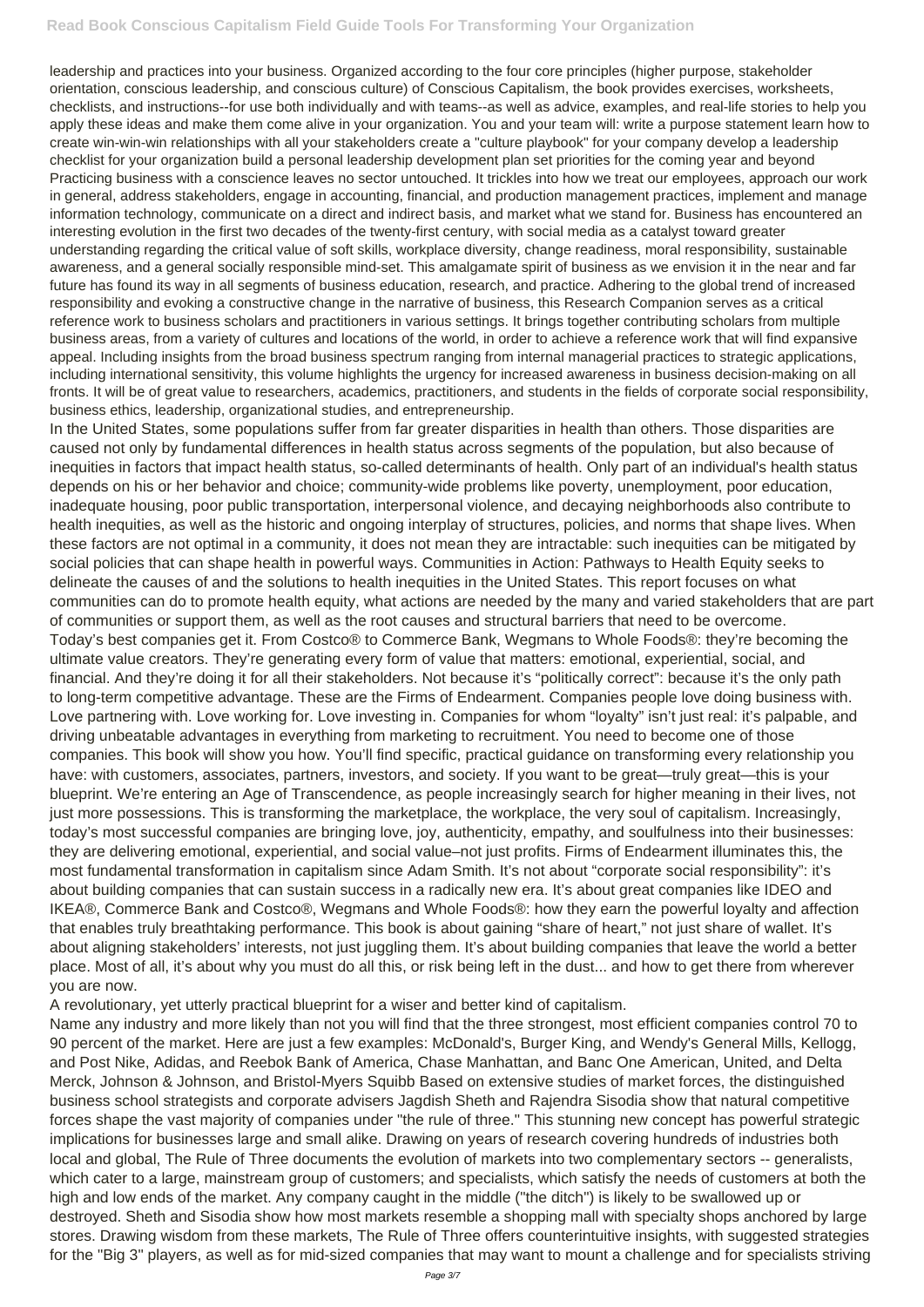leadership and practices into your business. Organized according to the four core principles (higher purpose, stakeholder orientation, conscious leadership, and conscious culture) of Conscious Capitalism, the book provides exercises, worksheets, checklists, and instructions--for use both individually and with teams--as well as advice, examples, and real-life stories to help you apply these ideas and make them come alive in your organization. You and your team will: write a purpose statement learn how to create win-win-win relationships with all your stakeholders create a "culture playbook" for your company develop a leadership checklist for your organization build a personal leadership development plan set priorities for the coming year and beyond

Practicing business with a conscience leaves no sector untouched. It trickles into how we treat our employees, approach our work in general, address stakeholders, engage in accounting, financial, and production management practices, implement and manage information technology, communicate on a direct and indirect basis, and market what we stand for. Business has encountered an interesting evolution in the first two decades of the twenty-first century, with social media as a catalyst toward greater understanding regarding the critical value of soft skills, workplace diversity, change readiness, moral responsibility, sustainable awareness, and a general socially responsible mind-set. This amalgamate spirit of business as we envision it in the near and far future has found its way in all segments of business education, research, and practice. Adhering to the global trend of increased responsibility and evoking a constructive change in the narrative of business, this Research Companion serves as a critical reference work to business scholars and practitioners in various settings. It brings together contributing scholars from multiple business areas, from a variety of cultures and locations of the world, in order to achieve a reference work that will find expansive appeal. Including insights from the broad business spectrum ranging from internal managerial practices to strategic applications, including international sensitivity, this volume highlights the urgency for increased awareness in business decision-making on all fronts. It will be of great value to researchers, academics, practitioners, and students in the fields of corporate social responsibility, business ethics, leadership, organizational studies, and entrepreneurship.

In the United States, some populations suffer from far greater disparities in health than others. Those disparities are caused not only by fundamental differences in health status across segments of the population, but also because of inequities in factors that impact health status, so-called determinants of health. Only part of an individual's health status depends on his or her behavior and choice; community-wide problems like poverty, unemployment, poor education, inadequate housing, poor public transportation, interpersonal violence, and decaying neighborhoods also contribute to health inequities, as well as the historic and ongoing interplay of structures, policies, and norms that shape lives. When these factors are not optimal in a community, it does not mean they are intractable: such inequities can be mitigated by social policies that can shape health in powerful ways. Communities in Action: Pathways to Health Equity seeks to delineate the causes of and the solutions to health inequities in the United States. This report focuses on what communities can do to promote health equity, what actions are needed by the many and varied stakeholders that are part of communities or support them, as well as the root causes and structural barriers that need to be overcome.

Today's best companies get it. From Costco® to Commerce Bank, Wegmans to Whole Foods®: they're becoming the ultimate value creators. They're generating every form of value that matters: emotional, experiential, social, and financial. And they're doing it for all their stakeholders. Not because it's "politically correct": because it's the only path to long-term competitive advantage. These are the Firms of Endearment. Companies people love doing business with. Love partnering with. Love working for. Love investing in. Companies for whom "loyalty" isn't just real: it's palpable, and driving unbeatable advantages in everything from marketing to recruitment. You need to become one of those companies. This book will show you how. You'll find specific, practical guidance on transforming every relationship you have: with customers, associates, partners, investors, and society. If you want to be great—truly great—this is your blueprint. We're entering an Age of Transcendence, as people increasingly search for higher meaning in their lives, not just more possessions. This is transforming the marketplace, the workplace, the very soul of capitalism. Increasingly, today's most successful companies are bringing love, joy, authenticity, empathy, and soulfulness into their businesses: they are delivering emotional, experiential, and social value–not just profits. Firms of Endearment illuminates this, the most fundamental transformation in capitalism since Adam Smith. It's not about "corporate social responsibility": it's about building companies that can sustain success in a radically new era. It's about great companies like IDEO and IKEA®, Commerce Bank and Costco®, Wegmans and Whole Foods®: how they earn the powerful loyalty and affection that enables truly breathtaking performance. This book is about gaining "share of heart," not just share of wallet. It's about aligning stakeholders' interests, not just juggling them. It's about building companies that leave the world a better place. Most of all, it's about why you must do all this, or risk being left in the dust... and how to get there from wherever you are now.

A revolutionary, yet utterly practical blueprint for a wiser and better kind of capitalism.

Name any industry and more likely than not you will find that the three strongest, most efficient companies control 70 to 90 percent of the market. Here are just a few examples: McDonald's, Burger King, and Wendy's General Mills, Kellogg, and Post Nike, Adidas, and Reebok Bank of America, Chase Manhattan, and Banc One American, United, and Delta Merck, Johnson & Johnson, and Bristol-Myers Squibb Based on extensive studies of market forces, the distinguished business school strategists and corporate advisers Jagdish Sheth and Rajendra Sisodia show that natural competitive forces shape the vast majority of companies under "the rule of three." This stunning new concept has powerful strategic implications for businesses large and small alike. Drawing on years of research covering hundreds of industries both local and global, The Rule of Three documents the evolution of markets into two complementary sectors -- generalists, which cater to a large, mainstream group of customers; and specialists, which satisfy the needs of customers at both the high and low ends of the market. Any company caught in the middle ("the ditch") is likely to be swallowed up or destroyed. Sheth and Sisodia show how most markets resemble a shopping mall with specialty shops anchored by large stores. Drawing wisdom from these markets, The Rule of Three offers counterintuitive insights, with suggested strategies for the "Big 3" players, as well as for mid-sized companies that may want to mount a challenge and for specialists striving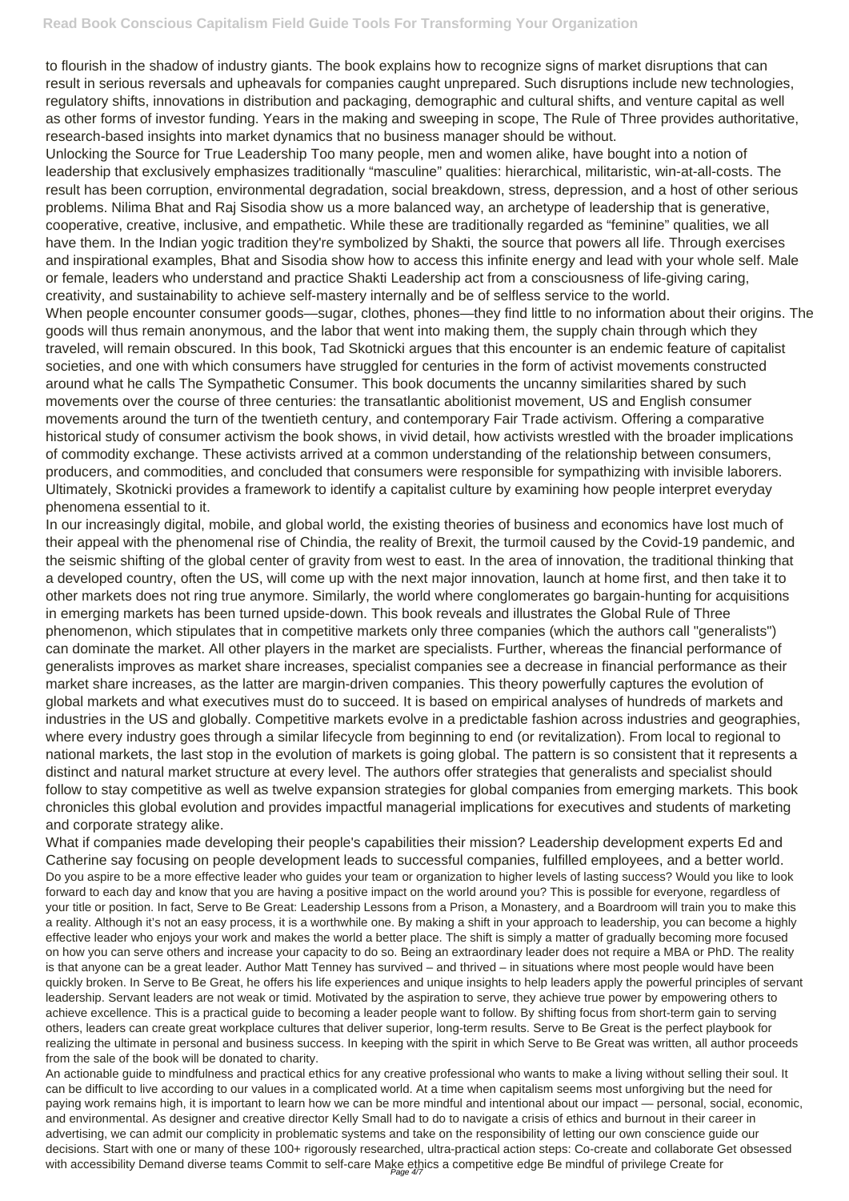to flourish in the shadow of industry giants. The book explains how to recognize signs of market disruptions that can result in serious reversals and upheavals for companies caught unprepared. Such disruptions include new technologies, regulatory shifts, innovations in distribution and packaging, demographic and cultural shifts, and venture capital as well as other forms of investor funding. Years in the making and sweeping in scope, The Rule of Three provides authoritative, research-based insights into market dynamics that no business manager should be without.

Unlocking the Source for True Leadership Too many people, men and women alike, have bought into a notion of leadership that exclusively emphasizes traditionally "masculine" qualities: hierarchical, militaristic, win-at-all-costs. The result has been corruption, environmental degradation, social breakdown, stress, depression, and a host of other serious problems. Nilima Bhat and Raj Sisodia show us a more balanced way, an archetype of leadership that is generative, cooperative, creative, inclusive, and empathetic. While these are traditionally regarded as "feminine" qualities, we all have them. In the Indian yogic tradition they're symbolized by Shakti, the source that powers all life. Through exercises and inspirational examples, Bhat and Sisodia show how to access this infinite energy and lead with your whole self. Male or female, leaders who understand and practice Shakti Leadership act from a consciousness of life-giving caring, creativity, and sustainability to achieve self-mastery internally and be of selfless service to the world.

When people encounter consumer goods—sugar, clothes, phones—they find little to no information about their origins. The goods will thus remain anonymous, and the labor that went into making them, the supply chain through which they traveled, will remain obscured. In this book, Tad Skotnicki argues that this encounter is an endemic feature of capitalist societies, and one with which consumers have struggled for centuries in the form of activist movements constructed around what he calls The Sympathetic Consumer. This book documents the uncanny similarities shared by such movements over the course of three centuries: the transatlantic abolitionist movement, US and English consumer movements around the turn of the twentieth century, and contemporary Fair Trade activism. Offering a comparative historical study of consumer activism the book shows, in vivid detail, how activists wrestled with the broader implications of commodity exchange. These activists arrived at a common understanding of the relationship between consumers, producers, and commodities, and concluded that consumers were responsible for sympathizing with invisible laborers. Ultimately, Skotnicki provides a framework to identify a capitalist culture by examining how people interpret everyday phenomena essential to it.

In our increasingly digital, mobile, and global world, the existing theories of business and economics have lost much of their appeal with the phenomenal rise of Chindia, the reality of Brexit, the turmoil caused by the Covid-19 pandemic, and the seismic shifting of the global center of gravity from west to east. In the area of innovation, the traditional thinking that a developed country, often the US, will come up with the next major innovation, launch at home first, and then take it to other markets does not ring true anymore. Similarly, the world where conglomerates go bargain-hunting for acquisitions in emerging markets has been turned upside-down. This book reveals and illustrates the Global Rule of Three phenomenon, which stipulates that in competitive markets only three companies (which the authors call "generalists") can dominate the market. All other players in the market are specialists. Further, whereas the financial performance of generalists improves as market share increases, specialist companies see a decrease in financial performance as their market share increases, as the latter are margin-driven companies. This theory powerfully captures the evolution of global markets and what executives must do to succeed. It is based on empirical analyses of hundreds of markets and industries in the US and globally. Competitive markets evolve in a predictable fashion across industries and geographies, where every industry goes through a similar lifecycle from beginning to end (or revitalization). From local to regional to national markets, the last stop in the evolution of markets is going global. The pattern is so consistent that it represents a distinct and natural market structure at every level. The authors offer strategies that generalists and specialist should follow to stay competitive as well as twelve expansion strategies for global companies from emerging markets. This book chronicles this global evolution and provides impactful managerial implications for executives and students of marketing and corporate strategy alike.

What if companies made developing their people's capabilities their mission? Leadership development experts Ed and Catherine say focusing on people development leads to successful companies, fulfilled employees, and a better world.

Do you aspire to be a more effective leader who guides your team or organization to higher levels of lasting success? Would you like to look forward to each day and know that you are having a positive impact on the world around you? This is possible for everyone, regardless of your title or position. In fact, Serve to Be Great: Leadership Lessons from a Prison, a Monastery, and a Boardroom will train you to make this a reality. Although it's not an easy process, it is a worthwhile one. By making a shift in your approach to leadership, you can become a highly effective leader who enjoys your work and makes the world a better place. The shift is simply a matter of gradually becoming more focused on how you can serve others and increase your capacity to do so. Being an extraordinary leader does not require a MBA or PhD. The reality is that anyone can be a great leader. Author Matt Tenney has survived – and thrived – in situations where most people would have been quickly broken. In Serve to Be Great, he offers his life experiences and unique insights to help leaders apply the powerful principles of servant leadership. Servant leaders are not weak or timid. Motivated by the aspiration to serve, they achieve true power by empowering others to achieve excellence. This is a practical guide to becoming a leader people want to follow. By shifting focus from short-term gain to serving others, leaders can create great workplace cultures that deliver superior, long-term results. Serve to Be Great is the perfect playbook for realizing the ultimate in personal and business success. In keeping with the spirit in which Serve to Be Great was written, all author proceeds from the sale of the book will be donated to charity.

An actionable guide to mindfulness and practical ethics for any creative professional who wants to make a living without selling their soul. It can be difficult to live according to our values in a complicated world. At a time when capitalism seems most unforgiving but the need for paying work remains high, it is important to learn how we can be more mindful and intentional about our impact — personal, social, economic, and environmental. As designer and creative director Kelly Small had to do to navigate a crisis of ethics and burnout in their career in advertising, we can admit our complicity in problematic systems and take on the responsibility of letting our own conscience guide our decisions. Start with one or many of these 100+ rigorously researched, ultra-practical action steps: Co-create and collaborate Get obsessed with accessibility Demand diverse teams Commit to self-care Make ethics a competitive edge Be mindful of privilege Create for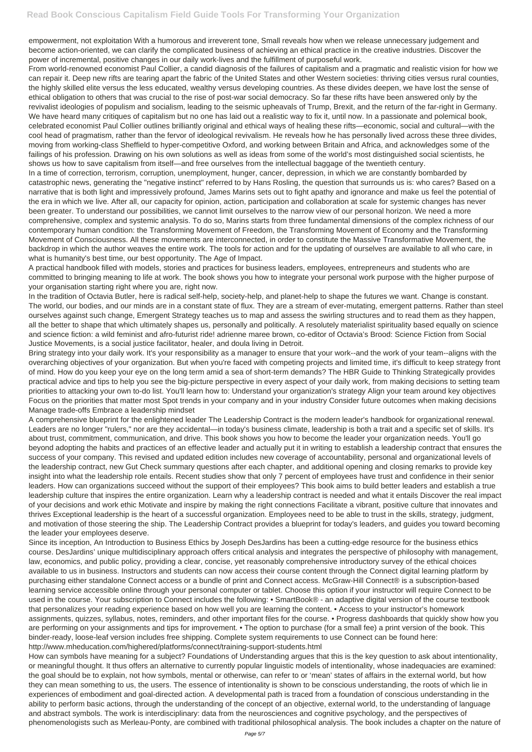empowerment, not exploitation With a humorous and irreverent tone, Small reveals how when we release unnecessary judgement and become action-oriented, we can clarify the complicated business of achieving an ethical practice in the creative industries. Discover the power of incremental, positive changes in our daily work-lives and the fulfillment of purposeful work.

From world-renowned economist Paul Collier, a candid diagnosis of the failures of capitalism and a pragmatic and realistic vision for how we can repair it. Deep new rifts are tearing apart the fabric of the United States and other Western societies: thriving cities versus rural counties, the highly skilled elite versus the less educated, wealthy versus developing countries. As these divides deepen, we have lost the sense of ethical obligation to others that was crucial to the rise of post-war social democracy. So far these rifts have been answered only by the revivalist ideologies of populism and socialism, leading to the seismic upheavals of Trump, Brexit, and the return of the far-right in Germany. We have heard many critiques of capitalism but no one has laid out a realistic way to fix it, until now. In a passionate and polemical book, celebrated economist Paul Collier outlines brilliantly original and ethical ways of healing these rifts—economic, social and cultural—with the cool head of pragmatism, rather than the fervor of ideological revivalism. He reveals how he has personally lived across these three divides, moving from working-class Sheffield to hyper-competitive Oxford, and working between Britain and Africa, and acknowledges some of the failings of his profession. Drawing on his own solutions as well as ideas from some of the world's most distinguished social scientists, he shows us how to save capitalism from itself—and free ourselves from the intellectual baggage of the twentieth century.

In a time of correction, terrorism, corruption, unemployment, hunger, cancer, depression, in which we are constantly bombarded by catastrophic news, generating the "negative instinct" referred to by Hans Rosling, the question that surrounds us is: who cares? Based on a narrative that is both light and impressively profound, James Marins sets out to fight apathy and ignorance and make us feel the potential of the era in which we live. After all, our capacity for opinion, action, participation and collaboration at scale for systemic changes has never been greater. To understand our possibilities, we cannot limit ourselves to the narrow view of our personal horizon. We need a more comprehensive, complex and systemic analysis. To do so, Marins starts from three fundamental dimensions of the complex richness of our contemporary human condition: the Transforming Movement of Freedom, the Transforming Movement of Economy and the Transforming Movement of Consciousness. All these movements are interconnected, in order to constitute the Massive Transformative Movement, the backdrop in which the author weaves the entire work. The tools for action and for the updating of ourselves are available to all who care, in what is humanity's best time, our best opportunity. The Age of Impact.

A practical handbook filled with models, stories and practices for business leaders, employees, entrepreneurs and students who are committed to bringing meaning to life at work. The book shows you how to integrate your personal work purpose with the higher purpose of your organisation starting right where you are, right now.

In the tradition of Octavia Butler, here is radical self-help, society-help, and planet-help to shape the futures we want. Change is constant. The world, our bodies, and our minds are in a constant state of flux. They are a stream of ever-mutating, emergent patterns. Rather than steel ourselves against such change, Emergent Strategy teaches us to map and assess the swirling structures and to read them as they happen, all the better to shape that which ultimately shapes us, personally and politically. A resolutely materialist spirituality based equally on science and science fiction: a wild feminist and afro-futurist ride! adrienne maree brown, co-editor of Octavia's Brood: Science Fiction from Social Justice Movements, is a social justice facilitator, healer, and doula living in Detroit.

Bring strategy into your daily work. It's your responsibility as a manager to ensure that your work--and the work of your team--aligns with the overarching objectives of your organization. But when you're faced with competing projects and limited time, it's difficult to keep strategy front of mind. How do you keep your eye on the long term amid a sea of short-term demands? The HBR Guide to Thinking Strategically provides practical advice and tips to help you see the big-picture perspective in every aspect of your daily work, from making decisions to setting team priorities to attacking your own to-do list. You'll learn how to: Understand your organization's strategy Align your team around key objectives Focus on the priorities that matter most Spot trends in your company and in your industry Consider future outcomes when making decisions Manage trade-offs Embrace a leadership mindset

A comprehensive blueprint for the enlightened leader The Leadership Contract is the modern leader's handbook for organizational renewal. Leaders are no longer "rulers," nor are they accidental—in today's business climate, leadership is both a trait and a specific set of skills. It's about trust, commitment, communication, and drive. This book shows you how to become the leader your organization needs. You'll go beyond adopting the habits and practices of an effective leader and actually put it in writing to establish a leadership contract that ensures the success of your company. This revised and updated edition includes new coverage of accountability, personal and organizational levels of the leadership contract, new Gut Check summary questions after each chapter, and additional opening and closing remarks to provide key insight into what the leadership role entails. Recent studies show that only 7 percent of employees have trust and confidence in their senior leaders. How can organizations succeed without the support of their employees? This book aims to build better leaders and establish a true leadership culture that inspires the entire organization. Learn why a leadership contract is needed and what it entails Discover the real impact of your decisions and work ethic Motivate and inspire by making the right connections Facilitate a vibrant, positive culture that innovates and thrives Exceptional leadership is the heart of a successful organization. Employees need to be able to trust in the skills, strategy, judgment, and motivation of those steering the ship. The Leadership Contract provides a blueprint for today's leaders, and guides you toward becoming the leader your employees deserve.

Since its inception, An Introduction to Business Ethics by Joseph DesJardins has been a cutting-edge resource for the business ethics course. DesJardins' unique multidisciplinary approach offers critical analysis and integrates the perspective of philosophy with management, law, economics, and public policy, providing a clear, concise, yet reasonably comprehensive introductory survey of the ethical choices available to us in business. Instructors and students can now access their course content through the Connect digital learning platform by purchasing either standalone Connect access or a bundle of print and Connect access. McGraw-Hill Connect® is a subscription-based learning service accessible online through your personal computer or tablet. Choose this option if your instructor will require Connect to be used in the course. Your subscription to Connect includes the following: • SmartBook® - an adaptive digital version of the course textbook that personalizes your reading experience based on how well you are learning the content. • Access to your instructor's homework assignments, quizzes, syllabus, notes, reminders, and other important files for the course. • Progress dashboards that quickly show how you are performing on your assignments and tips for improvement. • The option to purchase (for a small fee) a print version of the book. This binder-ready, loose-leaf version includes free shipping. Complete system requirements to use Connect can be found here: http://www.mheducation.com/highered/platforms/connect/training-support-students.html

How can symbols have meaning for a subject? Foundations of Understanding argues that this is the key question to ask about intentionality, or meaningful thought. It thus offers an alternative to currently popular linguistic models of intentionality, whose inadequacies are examined: the goal should be to explain, not how symbols, mental or otherwise, can refer to or 'mean' states of affairs in the external world, but how they can mean something to us, the users. The essence of intentionality is shown to be conscious understanding, the roots of which lie in experiences of embodiment and goal-directed action. A developmental path is traced from a foundation of conscious understanding in the ability to perform basic actions, through the understanding of the concept of an objective, external world, to the understanding of language and abstract symbols. The work is interdisciplinary: data from the neurosciences and cognitive psychology, and the perspectives of phenomenologists such as Merleau-Ponty, are combined with traditional philosophical analysis. The book includes a chapter on the nature of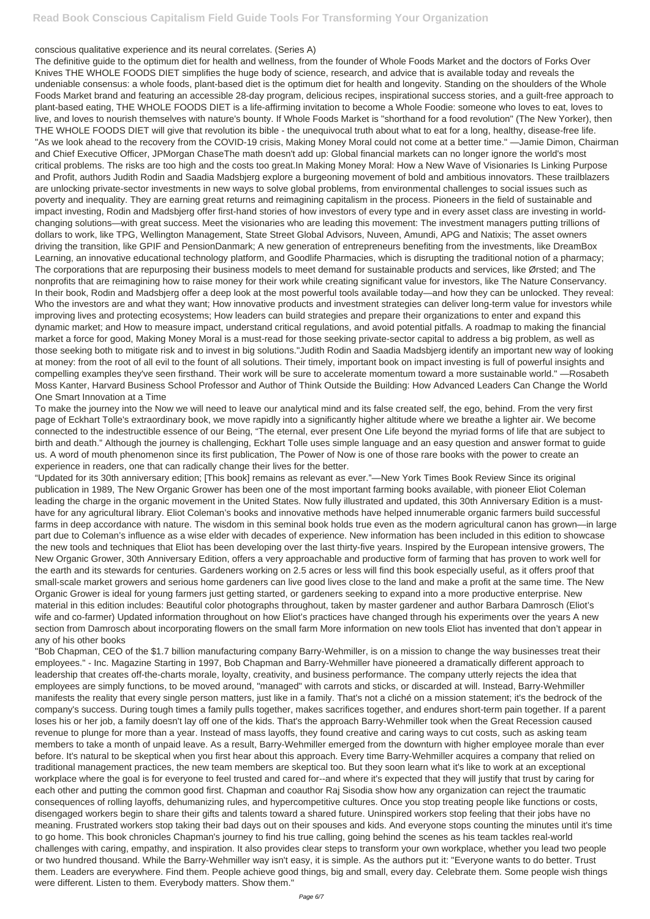conscious qualitative experience and its neural correlates. (Series A)

The definitive guide to the optimum diet for health and wellness, from the founder of Whole Foods Market and the doctors of Forks Over Knives THE WHOLE FOODS DIET simplifies the huge body of science, research, and advice that is available today and reveals the undeniable consensus: a whole foods, plant-based diet is the optimum diet for health and longevity. Standing on the shoulders of the Whole Foods Market brand and featuring an accessible 28-day program, delicious recipes, inspirational success stories, and a guilt-free approach to plant-based eating, THE WHOLE FOODS DIET is a life-affirming invitation to become a Whole Foodie: someone who loves to eat, loves to live, and loves to nourish themselves with nature's bounty. If Whole Foods Market is "shorthand for a food revolution" (The New Yorker), then THE WHOLE FOODS DIET will give that revolution its bible - the unequivocal truth about what to eat for a long, healthy, disease-free life.

"As we look ahead to the recovery from the COVID-19 crisis, Making Money Moral could not come at a better time." —Jamie Dimon, Chairman and Chief Executive Officer, JPMorgan ChaseThe math doesn't add up: Global financial markets can no longer ignore the world's most critical problems. The risks are too high and the costs too great.In Making Money Moral: How a New Wave of Visionaries Is Linking Purpose and Profit, authors Judith Rodin and Saadia Madsbjerg explore a burgeoning movement of bold and ambitious innovators. These trailblazers are unlocking private-sector investments in new ways to solve global problems, from environmental challenges to social issues such as poverty and inequality. They are earning great returns and reimagining capitalism in the process. Pioneers in the field of sustainable and impact investing, Rodin and Madsbjerg offer first-hand stories of how investors of every type and in every asset class are investing in world-changing solutions—with great success. Meet the visionaries who are leading this movement: The investment managers putting trillions of dollars to work, like TPG, Wellington Management, State Street Global Advisors, Nuveen, Amundi, APG and Natixis; The asset owners driving the transition, like GPIF and PensionDanmark; A new generation of entrepreneurs benefiting from the investments, like DreamBox Learning, an innovative educational technology platform, and Goodlife Pharmacies, which is disrupting the traditional notion of a pharmacy; The corporations that are repurposing their business models to meet demand for sustainable products and services, like Ørsted; and The nonprofits that are reimagining how to raise money for their work while creating significant value for investors, like The Nature Conservancy. In their book, Rodin and Madsbjerg offer a deep look at the most powerful tools available today—and how they can be unlocked. They reveal: Who the investors are and what they want; How innovative products and investment strategies can deliver long-term value for investors while improving lives and protecting ecosystems; How leaders can build strategies and prepare their organizations to enter and expand this dynamic market; and How to measure impact, understand critical regulations, and avoid potential pitfalls. A roadmap to making the financial market a force for good, Making Money Moral is a must-read for those seeking private-sector capital to address a big problem, as well as those seeking both to mitigate risk and to invest in big solutions."Judith Rodin and Saadia Madsbjerg identify an important new way of looking at money: from the root of all evil to the fount of all solutions. Their timely, important book on impact investing is full of powerful insights and compelling examples they've seen firsthand. Their work will be sure to accelerate momentum toward a more sustainable world." —Rosabeth Moss Kanter, Harvard Business School Professor and Author of Think Outside the Building: How Advanced Leaders Can Change the World One Smart Innovation at a Time

To make the journey into the Now we will need to leave our analytical mind and its false created self, the ego, behind. From the very first page of Eckhart Tolle's extraordinary book, we move rapidly into a significantly higher altitude where we breathe a lighter air. We become connected to the indestructible essence of our Being, "The eternal, ever present One Life beyond the myriad forms of life that are subject to birth and death." Although the journey is challenging, Eckhart Tolle uses simple language and an easy question and answer format to guide us. A word of mouth phenomenon since its first publication, The Power of Now is one of those rare books with the power to create an experience in readers, one that can radically change their lives for the better.

"Updated for its 30th anniversary edition; [This book] remains as relevant as ever."—New York Times Book Review Since its original publication in 1989, The New Organic Grower has been one of the most important farming books available, with pioneer Eliot Coleman leading the charge in the organic movement in the United States. Now fully illustrated and updated, this 30th Anniversary Edition is a must-have for any agricultural library. Eliot Coleman's books and innovative methods have helped innumerable organic farmers build successful farms in deep accordance with nature. The wisdom in this seminal book holds true even as the modern agricultural canon has grown—in large part due to Coleman's influence as a wise elder with decades of experience. New information has been included in this edition to showcase the new tools and techniques that Eliot has been developing over the last thirty-five years. Inspired by the European intensive growers, The New Organic Grower, 30th Anniversary Edition, offers a very approachable and productive form of farming that has proven to work well for the earth and its stewards for centuries. Gardeners working on 2.5 acres or less will find this book especially useful, as it offers proof that small-scale market growers and serious home gardeners can live good lives close to the land and make a profit at the same time. The New Organic Grower is ideal for young farmers just getting started, or gardeners seeking to expand into a more productive enterprise. New material in this edition includes: Beautiful color photographs throughout, taken by master gardener and author Barbara Damrosch (Eliot's wife and co-farmer) Updated information throughout on how Eliot's practices have changed through his experiments over the years A new section from Damrosch about incorporating flowers on the small farm More information on new tools Eliot has invented that don't appear in any of his other books

"Bob Chapman, CEO of the $1.7 billion manufacturing company Barry-Wehmiller, is on a mission to change the way businesses treat their employees." - Inc. Magazine Starting in 1997, Bob Chapman and Barry-Wehmiller have pioneered a dramatically different approach to leadership that creates off-the-charts morale, loyalty, creativity, and business performance. The company utterly rejects the idea that employees are simply functions, to be moved around, "managed" with carrots and sticks, or discarded at will. Instead, Barry-Wehmiller manifests the reality that every single person matters, just like in a family. That's not a cliché on a mission statement; it's the bedrock of the company's success. During tough times a family pulls together, makes sacrifices together, and endures short-term pain together. If a parent loses his or her job, a family doesn't lay off one of the kids. That's the approach Barry-Wehmiller took when the Great Recession caused revenue to plunge for more than a year. Instead of mass layoffs, they found creative and caring ways to cut costs, such as asking team members to take a month of unpaid leave. As a result, Barry-Wehmiller emerged from the downturn with higher employee morale than ever before. It's natural to be skeptical when you first hear about this approach. Every time Barry-Wehmiller acquires a company that relied on traditional management practices, the new team members are skeptical too. But they soon learn what it's like to work at an exceptional workplace where the goal is for everyone to feel trusted and cared for--and where it's expected that they will justify that trust by caring for each other and putting the common good first. Chapman and coauthor Raj Sisodia show how any organization can reject the traumatic consequences of rolling layoffs, dehumanizing rules, and hypercompetitive cultures. Once you stop treating people like functions or costs, disengaged workers begin to share their gifts and talents toward a shared future. Uninspired workers stop feeling that their jobs have no meaning. Frustrated workers stop taking their bad days out on their spouses and kids. And everyone stops counting the minutes until it's time to go home. This book chronicles Chapman's journey to find his true calling, going behind the scenes as his team tackles real-world challenges with caring, empathy, and inspiration. It also provides clear steps to transform your own workplace, whether you lead two people or two hundred thousand. While the Barry-Wehmiller way isn't easy, it is simple. As the authors put it: "Everyone wants to do better. Trust them. Leaders are everywhere. Find them. People achieve good things, big and small, every day. Celebrate them. Some people wish things were different. Listen to them. Everybody matters. Show them."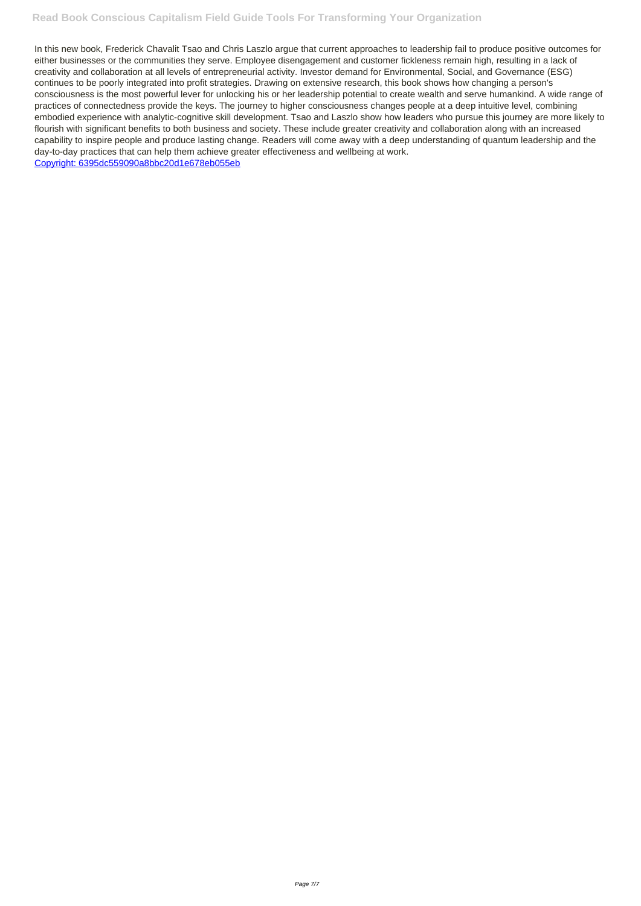In this new book, Frederick Chavalit Tsao and Chris Laszlo argue that current approaches to leadership fail to produce positive outcomes for either businesses or the communities they serve. Employee disengagement and customer fickleness remain high, resulting in a lack of creativity and collaboration at all levels of entrepreneurial activity. Investor demand for Environmental, Social, and Governance (ESG) continues to be poorly integrated into profit strategies. Drawing on extensive research, this book shows how changing a person's consciousness is the most powerful lever for unlocking his or her leadership potential to create wealth and serve humankind. A wide range of practices of connectedness provide the keys. The journey to higher consciousness changes people at a deep intuitive level, combining embodied experience with analytic-cognitive skill development. Tsao and Laszlo show how leaders who pursue this journey are more likely to flourish with significant benefits to both business and society. These include greater creativity and collaboration along with an increased capability to inspire people and produce lasting change. Readers will come away with a deep understanding of quantum leadership and the day-to-day practices that can help them achieve greater effectiveness and wellbeing at work.

Copyright: 6395dc559090a8bbc20d1e678eb055eb